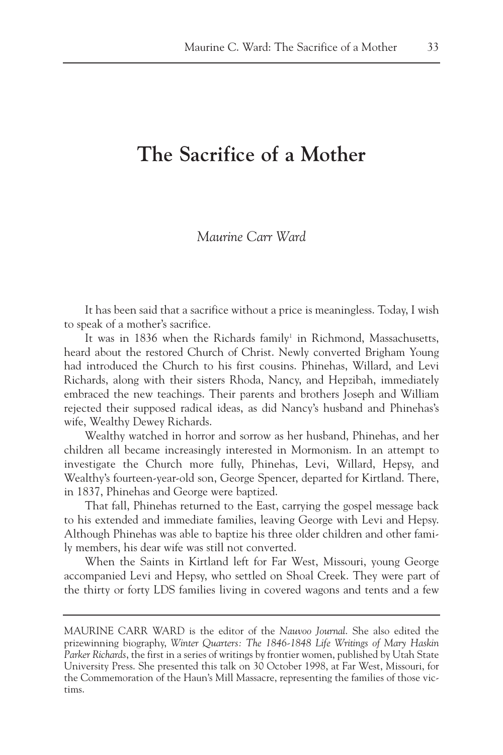# The Sacrifice of a Mother

*Maurine Carr Ward*

It has been said that a sacrifice without a price is meaningless. Today, I wish to speak of a mother's sacrifice.

It was in 1836 when the Richards family[1] in Richmond, Massachusetts, heard about the restored Church of Christ. Newly converted Brigham Young had introduced the Church to his first cousins. Phinehas, Willard, and Levi Richards, along with their sisters Rhoda, Nancy, and Hepzibah, immediately embraced the new teachings. Their parents and brothers Joseph and William rejected their supposed radical ideas, as did Nancy's husband and Phinehas's wife, Wealthy Dewey Richards.

Wealthy watched in horror and sorrow as her husband, Phinehas, and her children all became increasingly interested in Mormonism. In an attempt to investigate the Church more fully, Phinehas, Levi, Willard, Hepsy, and Wealthy's fourteen-year-old son, George Spencer, departed for Kirtland. There, in 1837, Phinehas and George were baptized.

That fall, Phinehas returned to the East, carrying the gospel message back to his extended and immediate families, leaving George with Levi and Hepsy. Although Phinehas was able to baptize his three older children and other family members, his dear wife was still not converted.

When the Saints in Kirtland left for Far West, Missouri, young George accompanied Levi and Hepsy, who settled on Shoal Creek. They were part of the thirty or forty LDS families living in covered wagons and tents and a few

---

MAURINE CARR WARD is the editor of the *Nauvoo Journal*. She also edited the prizewinning biography, *Winter Quarters: The 1846-1848 Life Writings of Mary Haskin Parker Richards*, the first in a series of writings by frontier women, published by Utah State University Press. She presented this talk on 30 October 1998, at Far West, Missouri, for the Commemoration of the Haun's Mill Massacre, representing the families of those victims.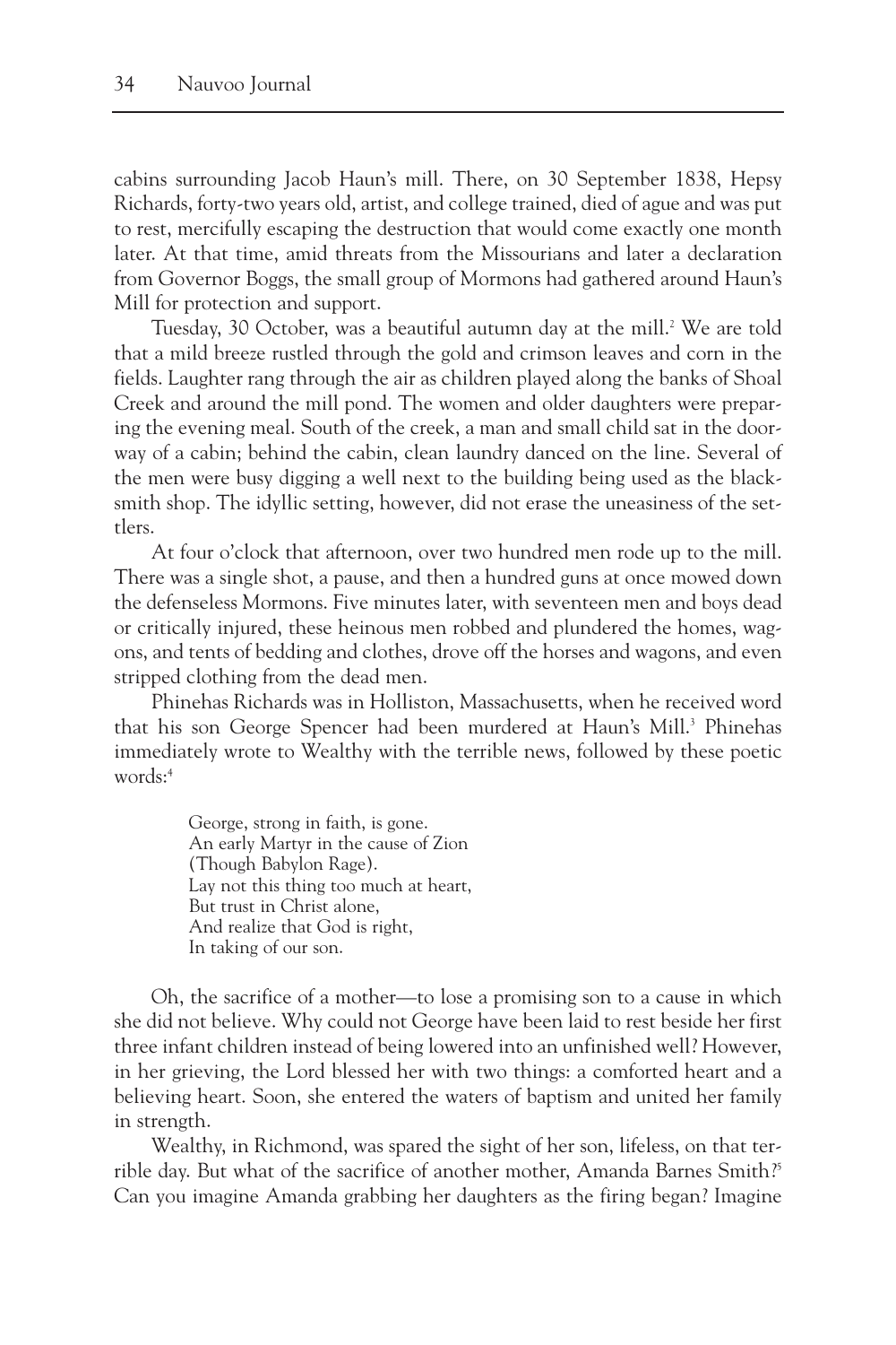cabins surrounding Jacob Haun's mill. There, on 30 September 1838, Hepsy Richards, forty-two years old, artist, and college trained, died of ague and was put to rest, mercifully escaping the destruction that would come exactly one month later. At that time, amid threats from the Missourians and later a declaration from Governor Boggs, the small group of Mormons had gathered around Haun's Mill for protection and support.

Tuesday, 30 October, was a beautiful autumn day at the mill.[2] We are told that a mild breeze rustled through the gold and crimson leaves and corn in the fields. Laughter rang through the air as children played along the banks of Shoal Creek and around the mill pond. The women and older daughters were preparing the evening meal. South of the creek, a man and small child sat in the doorway of a cabin; behind the cabin, clean laundry danced on the line. Several of the men were busy digging a well next to the building being used as the blacksmith shop. The idyllic setting, however, did not erase the uneasiness of the settlers.

At four o'clock that afternoon, over two hundred men rode up to the mill. There was a single shot, a pause, and then a hundred guns at once mowed down the defenseless Mormons. Five minutes later, with seventeen men and boys dead or critically injured, these heinous men robbed and plundered the homes, wagons, and tents of bedding and clothes, drove off the horses and wagons, and even stripped clothing from the dead men.

Phinehas Richards was in Holliston, Massachusetts, when he received word that his son George Spencer had been murdered at Haun's Mill.[3] Phinehas immediately wrote to Wealthy with the terrible news, followed by these poetic words:[4]

> George, strong in faith, is gone.
> An early Martyr in the cause of Zion
> (Though Babylon Rage).
> Lay not this thing too much at heart,
> But trust in Christ alone,
> And realize that God is right,
> In taking of our son.

Oh, the sacrifice of a mother—to lose a promising son to a cause in which she did not believe. Why could not George have been laid to rest beside her first three infant children instead of being lowered into an unfinished well? However, in her grieving, the Lord blessed her with two things: a comforted heart and a believing heart. Soon, she entered the waters of baptism and united her family in strength.

Wealthy, in Richmond, was spared the sight of her son, lifeless, on that terrible day. But what of the sacrifice of another mother, Amanda Barnes Smith?[5] Can you imagine Amanda grabbing her daughters as the firing began? Imagine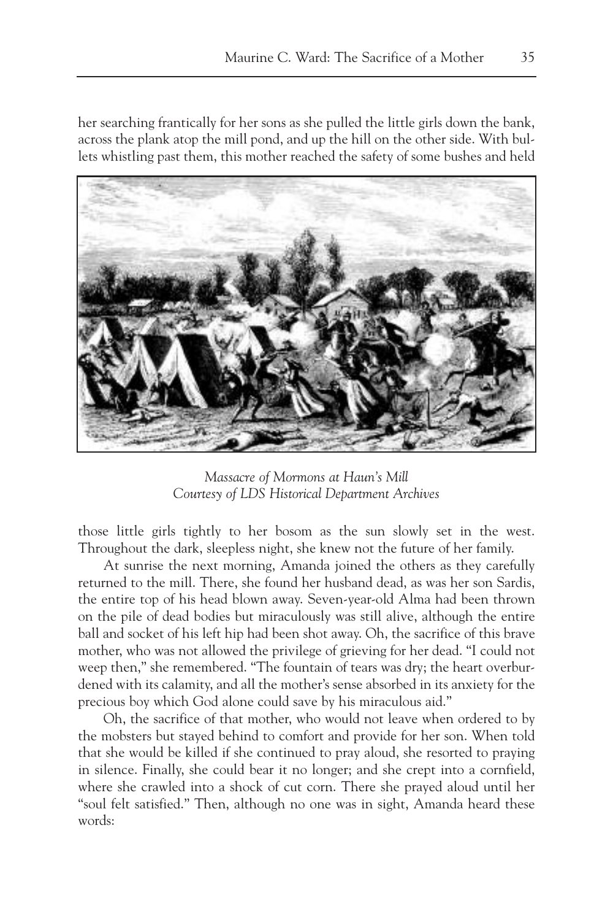her searching frantically for her sons as she pulled the little girls down the bank, across the plank atop the mill pond, and up the hill on the other side. With bullets whistling past them, this mother reached the safety of some bushes and held those little girls tightly to her bosom as the sun slowly set in the west. Throughout the dark, sleepless night, she knew not the future of her family.

*Massacre of Mormons at Haun's Mill*
*Courtesy of LDS Historical Department Archives*

At sunrise the next morning, Amanda joined the others as they carefully returned to the mill. There, she found her husband dead, as was her son Sardis, the entire top of his head blown away. Seven-year-old Alma had been thrown on the pile of dead bodies but miraculously was still alive, although the entire ball and socket of his left hip had been shot away. Oh, the sacrifice of this brave mother, who was not allowed the privilege of grieving for her dead. "I could not weep then," she remembered. "The fountain of tears was dry; the heart overburdened with its calamity, and all the mother's sense absorbed in its anxiety for the precious boy which God alone could save by his miraculous aid."

Oh, the sacrifice of that mother, who would not leave when ordered to by the mobsters but stayed behind to comfort and provide for her son. When told that she would be killed if she continued to pray aloud, she resorted to praying in silence. Finally, she could bear it no longer; and she crept into a cornfield, where she crawled into a shock of cut corn. There she prayed aloud until her "soul felt satisfied." Then, although no one was in sight, Amanda heard these words: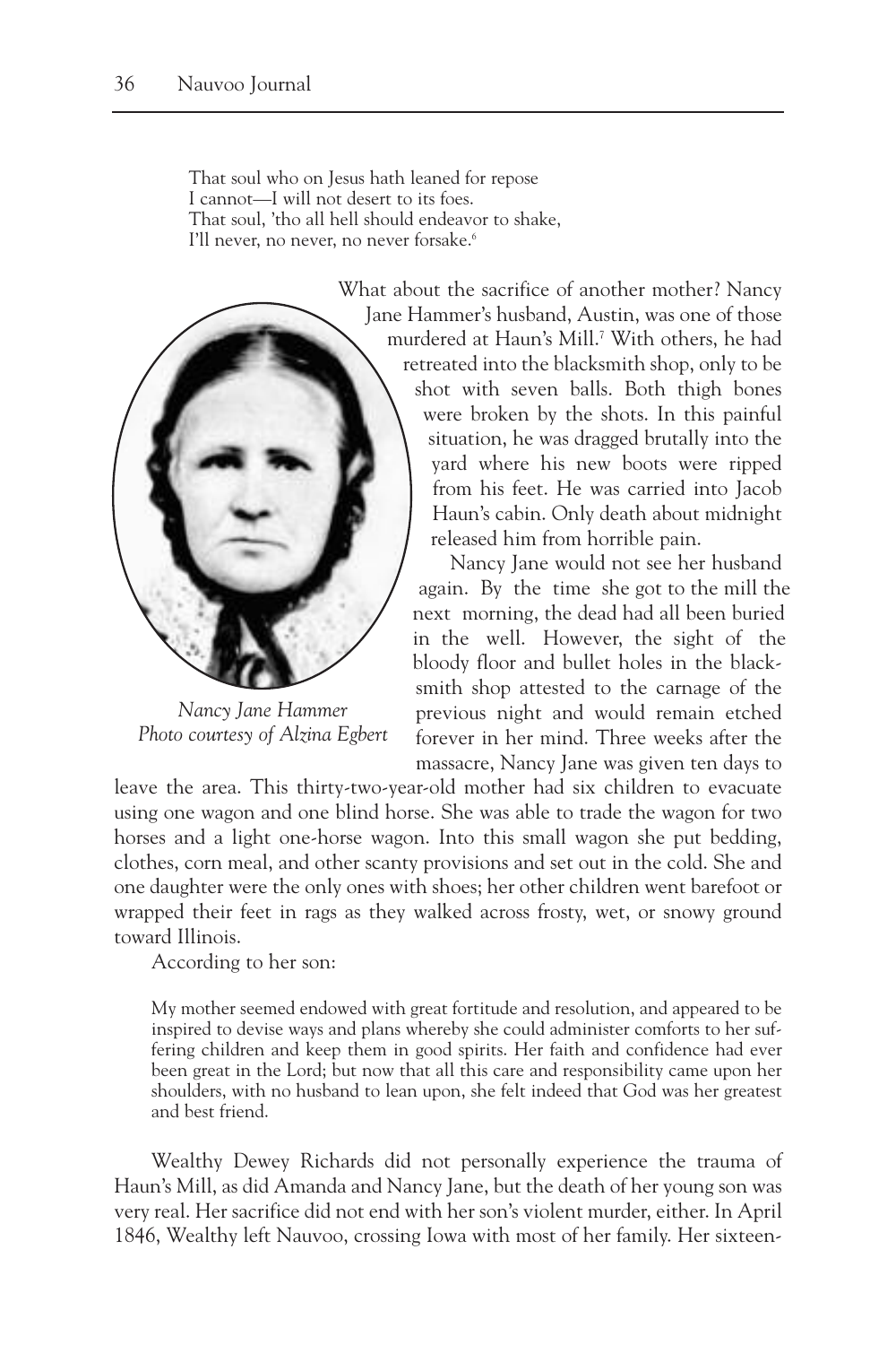That soul who on Jesus hath leaned for repose
I cannot—I will not desert to its foes.
That soul, 'tho all hell should endeavor to shake,
I'll never, no never, no never forsake.[6]

What about the sacrifice of another mother? Nancy Jane Hammer's husband, Austin, was one of those murdered at Haun's Mill.[7] With others, he had retreated into the blacksmith shop, only to be shot with seven balls. Both thigh bones were broken by the shots. In this painful situation, he was dragged brutally into the yard where his new boots were ripped from his feet. He was carried into Jacob Haun's cabin. Only death about midnight released him from horrible pain.

*Nancy Jane Hammer*
*Photo courtesy of Alzina Egbert*

Nancy Jane would not see her husband again. By the time she got to the mill the next morning, the dead had all been buried in the well. However, the sight of the bloody floor and bullet holes in the blacksmith shop attested to the carnage of the previous night and would remain etched forever in her mind. Three weeks after the massacre, Nancy Jane was given ten days to leave the area. This thirty-two-year-old mother had six children to evacuate using one wagon and one blind horse. She was able to trade the wagon for two horses and a light one-horse wagon. Into this small wagon she put bedding, clothes, corn meal, and other scanty provisions and set out in the cold. She and one daughter were the only ones with shoes; her other children went barefoot or wrapped their feet in rags as they walked across frosty, wet, or snowy ground toward Illinois.

According to her son:

> My mother seemed endowed with great fortitude and resolution, and appeared to be inspired to devise ways and plans whereby she could administer comforts to her suffering children and keep them in good spirits. Her faith and confidence had ever been great in the Lord; but now that all this care and responsibility came upon her shoulders, with no husband to lean upon, she felt indeed that God was her greatest and best friend.

Wealthy Dewey Richards did not personally experience the trauma of Haun's Mill, as did Amanda and Nancy Jane, but the death of her young son was very real. Her sacrifice did not end with her son's violent murder, either. In April 1846, Wealthy left Nauvoo, crossing Iowa with most of her family. Her sixteen-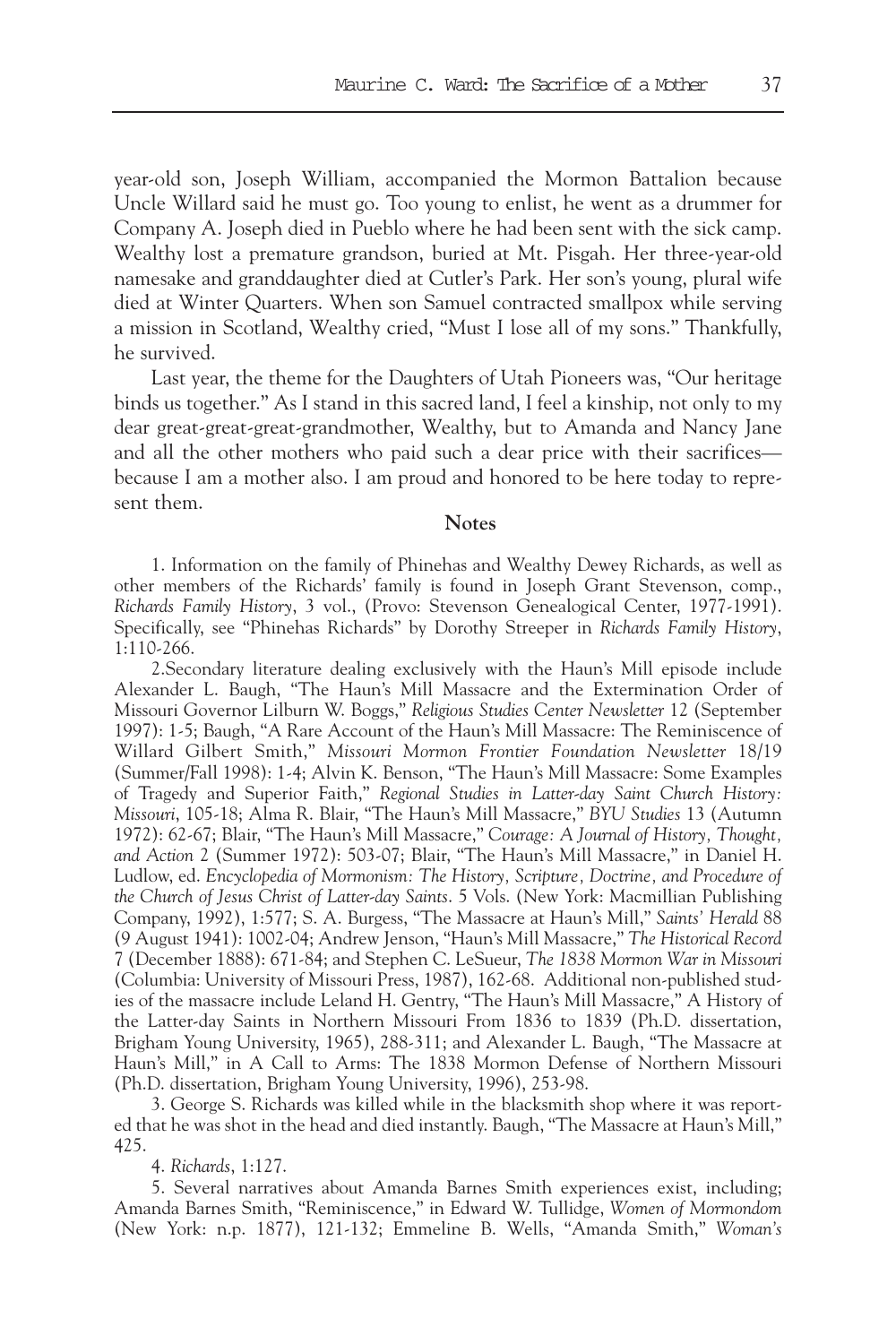year-old son, Joseph William, accompanied the Mormon Battalion because Uncle Willard said he must go. Too young to enlist, he went as a drummer for Company A. Joseph died in Pueblo where he had been sent with the sick camp. Wealthy lost a premature grandson, buried at Mt. Pisgah. Her three-year-old namesake and granddaughter died at Cutler's Park. Her son's young, plural wife died at Winter Quarters. When son Samuel contracted smallpox while serving a mission in Scotland, Wealthy cried, "Must I lose all of my sons." Thankfully, he survived.

Last year, the theme for the Daughters of Utah Pioneers was, "Our heritage binds us together." As I stand in this sacred land, I feel a kinship, not only to my dear great-great-great-grandmother, Wealthy, but to Amanda and Nancy Jane and all the other mothers who paid such a dear price with their sacrifices—because I am a mother also. I am proud and honored to be here today to represent them.

## Notes

1. Information on the family of Phinehas and Wealthy Dewey Richards, as well as other members of the Richards' family is found in Joseph Grant Stevenson, comp., *Richards Family History*, 3 vol., (Provo: Stevenson Genealogical Center, 1977-1991). Specifically, see "Phinehas Richards" by Dorothy Streeper in *Richards Family History*, 1:110-266.

2.Secondary literature dealing exclusively with the Haun's Mill episode include Alexander L. Baugh, "The Haun's Mill Massacre and the Extermination Order of Missouri Governor Lilburn W. Boggs," *Religious Studies Center Newsletter* 12 (September 1997): 1-5; Baugh, "A Rare Account of the Haun's Mill Massacre: The Reminiscence of Willard Gilbert Smith," *Missouri Mormon Frontier Foundation Newsletter* 18/19 (Summer/Fall 1998): 1-4; Alvin K. Benson, "The Haun's Mill Massacre: Some Examples of Tragedy and Superior Faith," *Regional Studies in Latter-day Saint Church History: Missouri*, 105-18; Alma R. Blair, "The Haun's Mill Massacre," *BYU Studies* 13 (Autumn 1972): 62-67; Blair, "The Haun's Mill Massacre," *Courage: A Journal of History, Thought, and Action* 2 (Summer 1972): 503-07; Blair, "The Haun's Mill Massacre," in Daniel H. Ludlow, ed. *Encyclopedia of Mormonism: The History, Scripture, Doctrine, and Procedure of the Church of Jesus Christ of Latter-day Saints*. 5 Vols. (New York: Macmillian Publishing Company, 1992), 1:577; S. A. Burgess, "The Massacre at Haun's Mill," *Saints' Herald* 88 (9 August 1941): 1002-04; Andrew Jenson, "Haun's Mill Massacre," *The Historical Record* 7 (December 1888): 671-84; and Stephen C. LeSueur, *The 1838 Mormon War in Missouri* (Columbia: University of Missouri Press, 1987), 162-68. Additional non-published studies of the massacre include Leland H. Gentry, "The Haun's Mill Massacre," A History of the Latter-day Saints in Northern Missouri From 1836 to 1839 (Ph.D. dissertation, Brigham Young University, 1965), 288-311; and Alexander L. Baugh, "The Massacre at Haun's Mill," in A Call to Arms: The 1838 Mormon Defense of Northern Missouri (Ph.D. dissertation, Brigham Young University, 1996), 253-98.

3. George S. Richards was killed while in the blacksmith shop where it was reported that he was shot in the head and died instantly. Baugh, "The Massacre at Haun's Mill," 425.

4. *Richards*, 1:127.

5. Several narratives about Amanda Barnes Smith experiences exist, including; Amanda Barnes Smith, "Reminiscence," in Edward W. Tullidge, *Women of Mormondom* (New York: n.p. 1877), 121-132; Emmeline B. Wells, "Amanda Smith," *Woman's*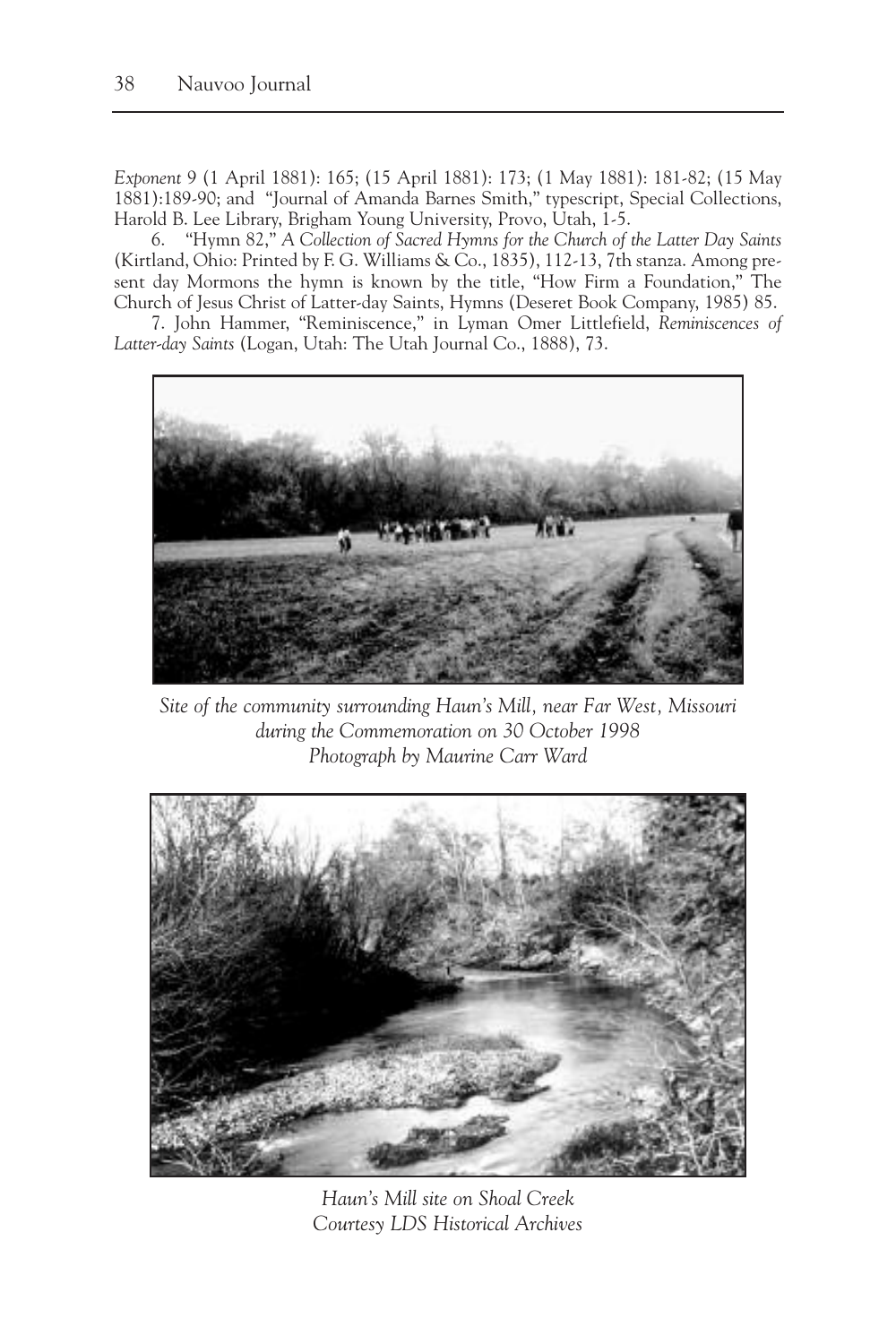*Exponent* 9 (1 April 1881): 165; (15 April 1881): 173; (1 May 1881): 181-82; (15 May 1881):189-90; and "Journal of Amanda Barnes Smith," typescript, Special Collections, Harold B. Lee Library, Brigham Young University, Provo, Utah, 1-5.

6. "Hymn 82," *A Collection of Sacred Hymns for the Church of the Latter Day Saints* (Kirtland, Ohio: Printed by F. G. Williams & Co., 1835), 112-13, 7th stanza. Among present day Mormons the hymn is known by the title, "How Firm a Foundation," The Church of Jesus Christ of Latter-day Saints, Hymns (Deseret Book Company, 1985) 85.

7. John Hammer, "Reminiscence," in Lyman Omer Littlefield, *Reminiscences of Latter-day Saints* (Logan, Utah: The Utah Journal Co., 1888), 73.

*Site of the community surrounding Haun's Mill, near Far West, Missouri during the Commemoration on 30 October 1998*
*Photograph by Maurine Carr Ward*

*Haun's Mill site on Shoal Creek*
*Courtesy LDS Historical Archives*